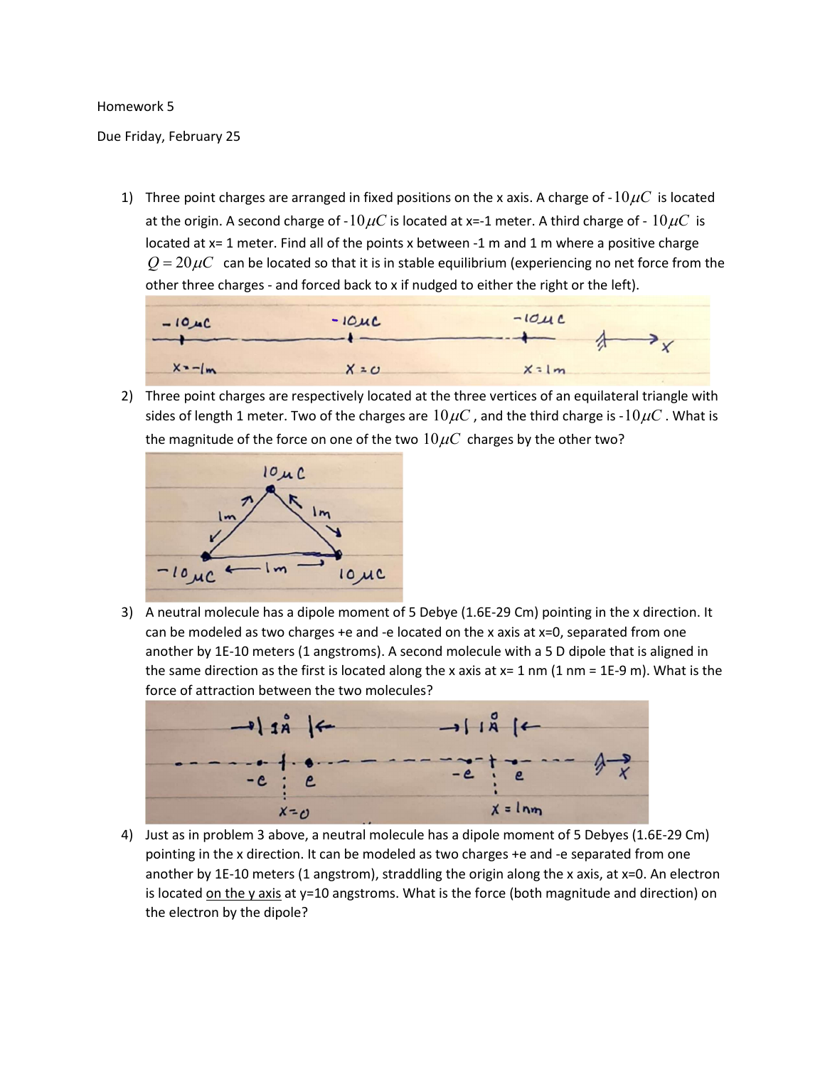Homework 5

Due Friday, February 25

1) Three point charges are arranged in fixed positions on the x axis. A charge of $-10\mu C$ is located at the origin. A second charge of $-10\mu C$ is located at x=-1 meter. A third charge of $-10\mu C$ is located at x= 1 meter. Find all of the points x between -1 m and 1 m where a positive charge $Q = 20\mu C$ can be located so that it is in stable equilibrium (experiencing no net force from the other three charges - and forced back to x if nudged to either the right or the left).

2) Three point charges are respectively located at the three vertices of an equilateral triangle with sides of length 1 meter. Two of the charges are $10\mu C$, and the third charge is $-10\mu C$. What is the magnitude of the force on one of the two $10\mu C$ charges by the other two?

3) A neutral molecule has a dipole moment of 5 Debye (1.6E-29 Cm) pointing in the x direction. It can be modeled as two charges +e and -e located on the x axis at x=0, separated from one another by 1E-10 meters (1 angstroms). A second molecule with a 5 D dipole that is aligned in the same direction as the first is located along the x axis at x= 1 nm (1 nm = 1E-9 m). What is the force of attraction between the two molecules?

4) Just as in problem 3 above, a neutral molecule has a dipole moment of 5 Debyes (1.6E-29 Cm) pointing in the x direction. It can be modeled as two charges +e and -e separated from one another by 1E-10 meters (1 angstrom), straddling the origin along the x axis, at x=0. An electron is located on the y axis at y=10 angstroms. What is the force (both magnitude and direction) on the electron by the dipole?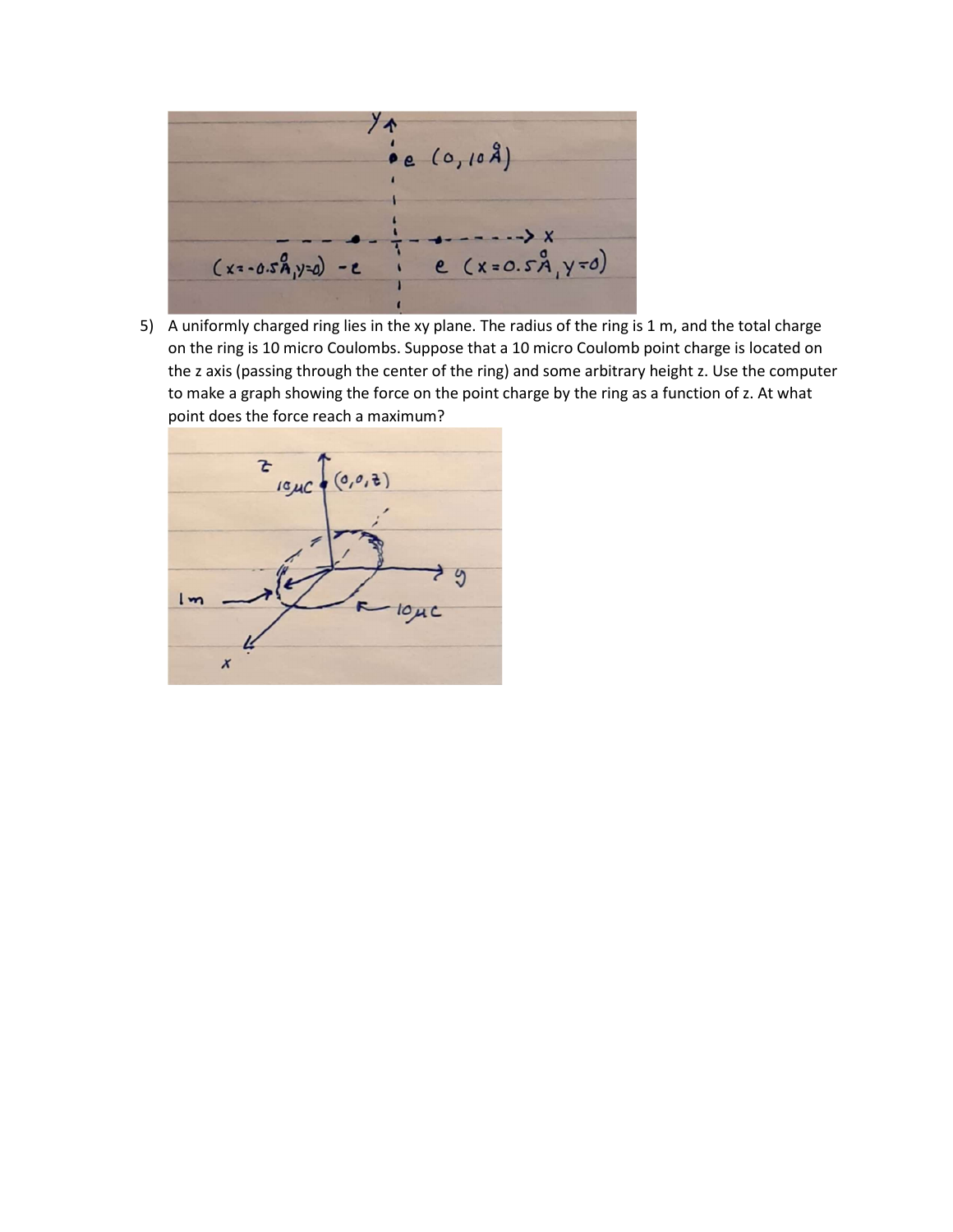y

e (0, 10 Å)

x

(x = -0.5 Å, y = 0) -e

e (x = 0.5 Å, y = 0)

5) A uniformly charged ring lies in the xy plane. The radius of the ring is 1 m, and the total charge on the ring is 10 micro Coulombs. Suppose that a 10 micro Coulomb point charge is located on the z axis (passing through the center of the ring) and some arbitrary height z. Use the computer to make a graph showing the force on the point charge by the ring as a function of z. At what point does the force reach a maximum?

z

10 μC (0,0,z)

y

1m

10 μC

x